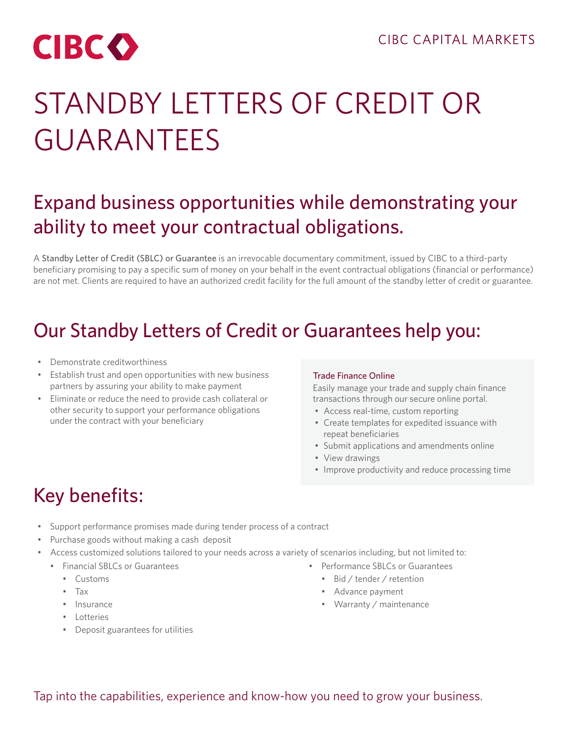CIBC

CIBC CAPITAL MARKETS

# STANDBY LETTERS OF CREDIT OR GUARANTEES

## Expand business opportunities while demonstrating your ability to meet your contractual obligations.

A **Standby Letter of Credit (SBLC) or Guarantee** is an irrevocable documentary commitment, issued by CIBC to a third-party beneficiary promising to pay a specific sum of money on your behalf in the event contractual obligations (financial or performance) are not met. Clients are required to have an authorized credit facility for the full amount of the standby letter of credit or guarantee.

## Our Standby Letters of Credit or Guarantees help you:

- Demonstrate creditworthiness
- Establish trust and open opportunities with new business partners by assuring your ability to make payment
- Eliminate or reduce the need to provide cash collateral or other security to support your performance obligations under the contract with your beneficiary

### Trade Finance Online

Easily manage your trade and supply chain finance transactions through our secure online portal.

- Access real-time, custom reporting
- Create templates for expedited issuance with repeat beneficiaries
- Submit applications and amendments online
- View drawings
- Improve productivity and reduce processing time

## Key benefits:

- Support performance promises made during tender process of a contract
- Purchase goods without making a cash deposit
- Access customized solutions tailored to your needs across a variety of scenarios including, but not limited to:
  - Financial SBLCs or Guarantees
    - Customs
    - Tax
    - Insurance
    - Lotteries
    - Deposit guarantees for utilities
  - Performance SBLCs or Guarantees
    - Bid / tender / retention
    - Advance payment
    - Warranty / maintenance

Tap into the capabilities, experience and know-how you need to grow your business.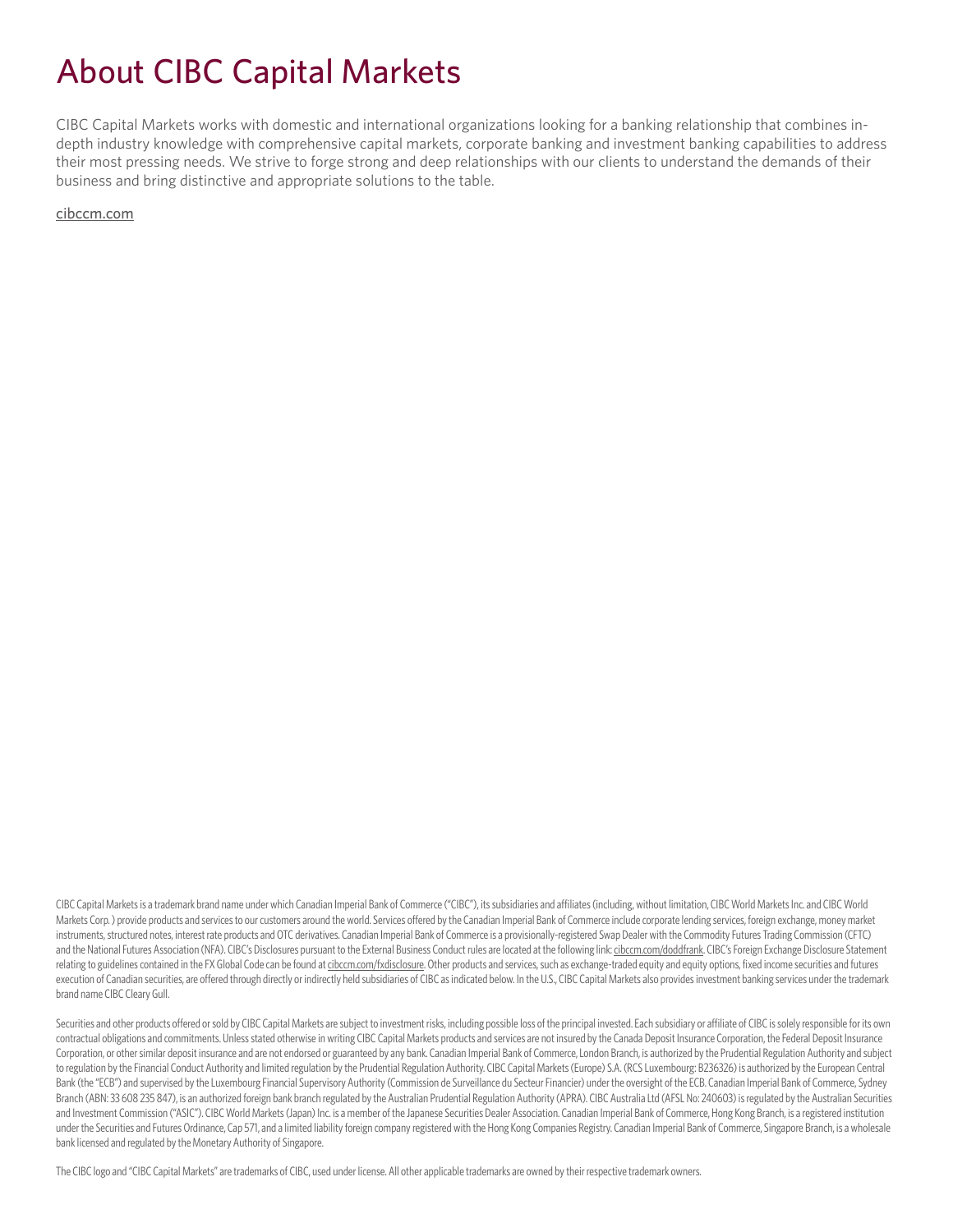# About CIBC Capital Markets

CIBC Capital Markets works with domestic and international organizations looking for a banking relationship that combines in-depth industry knowledge with comprehensive capital markets, corporate banking and investment banking capabilities to address their most pressing needs. We strive to forge strong and deep relationships with our clients to understand the demands of their business and bring distinctive and appropriate solutions to the table.

cibccm.com

CIBC Capital Markets is a trademark brand name under which Canadian Imperial Bank of Commerce ("CIBC"), its subsidiaries and affiliates (including, without limitation, CIBC World Markets Inc. and CIBC World Markets Corp. ) provide products and services to our customers around the world. Services offered by the Canadian Imperial Bank of Commerce include corporate lending services, foreign exchange, money market instruments, structured notes, interest rate products and OTC derivatives. Canadian Imperial Bank of Commerce is a provisionally-registered Swap Dealer with the Commodity Futures Trading Commission (CFTC) and the National Futures Association (NFA). CIBC's Disclosures pursuant to the External Business Conduct rules are located at the following link: cibccm.com/doddfrank. CIBC's Foreign Exchange Disclosure Statement relating to guidelines contained in the FX Global Code can be found at cibccm.com/fxdisclosure. Other products and services, such as exchange-traded equity and equity options, fixed income securities and futures execution of Canadian securities, are offered through directly or indirectly held subsidiaries of CIBC as indicated below. In the U.S., CIBC Capital Markets also provides investment banking services under the trademark brand name CIBC Cleary Gull.

Securities and other products offered or sold by CIBC Capital Markets are subject to investment risks, including possible loss of the principal invested. Each subsidiary or affiliate of CIBC is solely responsible for its own contractual obligations and commitments. Unless stated otherwise in writing CIBC Capital Markets products and services are not insured by the Canada Deposit Insurance Corporation, the Federal Deposit Insurance Corporation, or other similar deposit insurance and are not endorsed or guaranteed by any bank. Canadian Imperial Bank of Commerce, London Branch, is authorized by the Prudential Regulation Authority and subject to regulation by the Financial Conduct Authority and limited regulation by the Prudential Regulation Authority. CIBC Capital Markets (Europe) S.A. (RCS Luxembourg: B236326) is authorized by the European Central Bank (the "ECB") and supervised by the Luxembourg Financial Supervisory Authority (Commission de Surveillance du Secteur Financier) under the oversight of the ECB. Canadian Imperial Bank of Commerce, Sydney Branch (ABN: 33 608 235 847), is an authorized foreign bank branch regulated by the Australian Prudential Regulation Authority (APRA). CIBC Australia Ltd (AFSL No: 240603) is regulated by the Australian Securities and Investment Commission ("ASIC"). CIBC World Markets (Japan) Inc. is a member of the Japanese Securities Dealer Association. Canadian Imperial Bank of Commerce, Hong Kong Branch, is a registered institution under the Securities and Futures Ordinance, Cap 571, and a limited liability foreign company registered with the Hong Kong Companies Registry. Canadian Imperial Bank of Commerce, Singapore Branch, is a wholesale bank licensed and regulated by the Monetary Authority of Singapore.

The CIBC logo and "CIBC Capital Markets" are trademarks of CIBC, used under license. All other applicable trademarks are owned by their respective trademark owners.